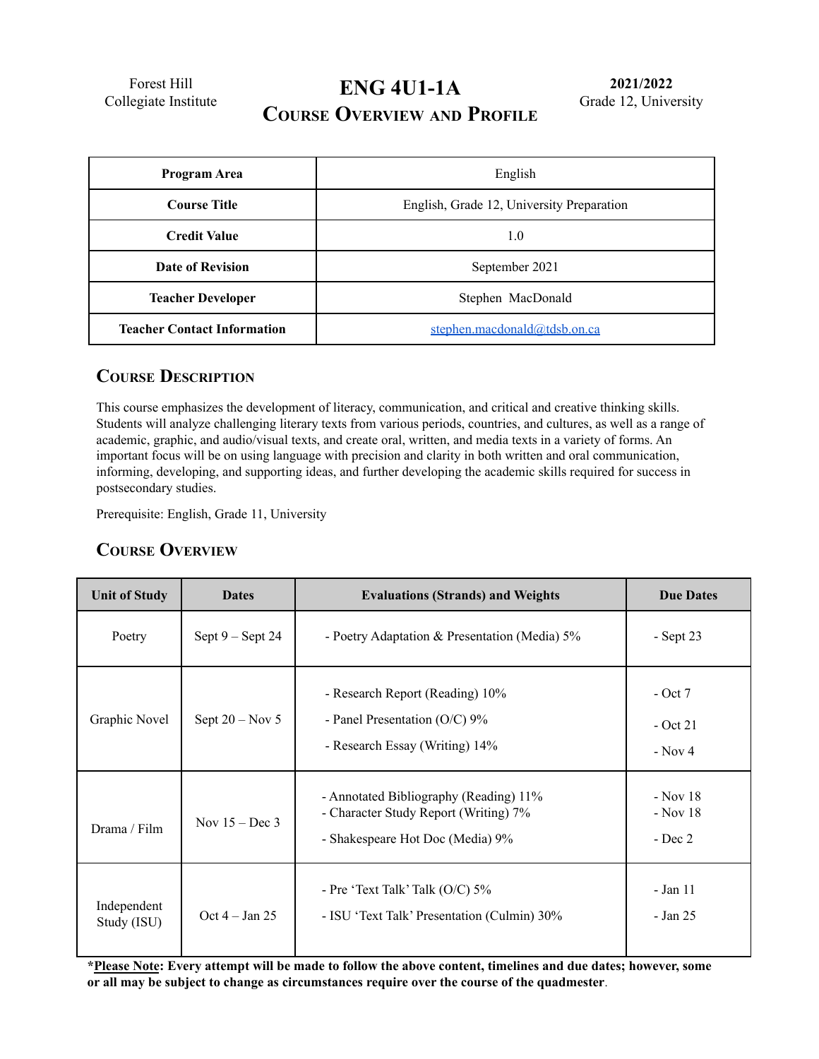Forest Hill Collegiate Institute

# ENG 4U1-1A
## Course Overview and Profile

**2021/2022**
Grade 12, University

| **Program Area** | English |
|---|---|
| **Course Title** | English, Grade 12, University Preparation |
| **Credit Value** | 1.0 |
| **Date of Revision** | September 2021 |
| **Teacher Developer** | Stephen MacDonald |
| **Teacher Contact Information** | stephen.macdonald@tdsb.on.ca |

## Course Description

This course emphasizes the development of literacy, communication, and critical and creative thinking skills. Students will analyze challenging literary texts from various periods, countries, and cultures, as well as a range of academic, graphic, and audio/visual texts, and create oral, written, and media texts in a variety of forms. An important focus will be on using language with precision and clarity in both written and oral communication, informing, developing, and supporting ideas, and further developing the academic skills required for success in postsecondary studies.

Prerequisite: English, Grade 11, University

## Course Overview

| Unit of Study | Dates | Evaluations (Strands) and Weights | Due Dates |
|---|---|---|---|
| Poetry | Sept 9 – Sept 24 | - Poetry Adaptation & Presentation (Media) 5% | - Sept 23 |
| Graphic Novel | Sept 20 – Nov 5 | - Research Report (Reading) 10%<br>- Panel Presentation (O/C) 9%<br>- Research Essay (Writing) 14% | - Oct 7<br>- Oct 21<br>- Nov 4 |
| Drama / Film | Nov 15 – Dec 3 | - Annotated Bibliography (Reading) 11%<br>- Character Study Report (Writing) 7%<br>- Shakespeare Hot Doc (Media) 9% | - Nov 18<br>- Nov 18<br>- Dec 2 |
| Independent Study (ISU) | Oct 4 – Jan 25 | - Pre 'Text Talk' Talk (O/C) 5%<br>- ISU 'Text Talk' Presentation (Culmin) 30% | - Jan 11<br>- Jan 25 |

***Please Note**: Every attempt will be made to follow the above content, timelines and due dates; however, some or all may be subject to change as circumstances require over the course of the quadmester.**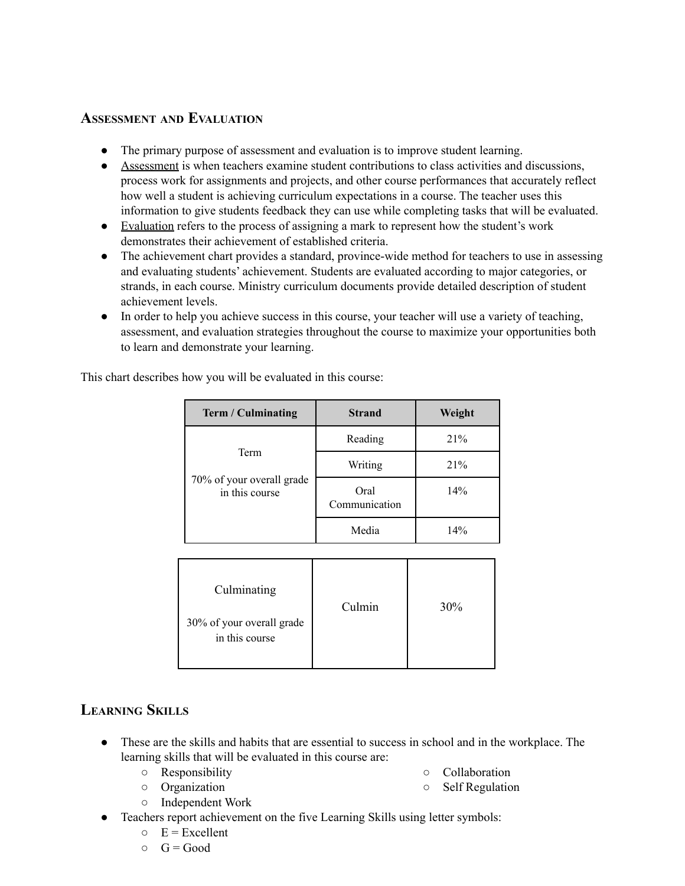## Assessment and Evaluation

- The primary purpose of assessment and evaluation is to improve student learning.
- Assessment is when teachers examine student contributions to class activities and discussions, process work for assignments and projects, and other course performances that accurately reflect how well a student is achieving curriculum expectations in a course. The teacher uses this information to give students feedback they can use while completing tasks that will be evaluated.
- Evaluation refers to the process of assigning a mark to represent how the student's work demonstrates their achievement of established criteria.
- The achievement chart provides a standard, province-wide method for teachers to use in assessing and evaluating students' achievement. Students are evaluated according to major categories, or strands, in each course. Ministry curriculum documents provide detailed description of student achievement levels.
- In order to help you achieve success in this course, your teacher will use a variety of teaching, assessment, and evaluation strategies throughout the course to maximize your opportunities both to learn and demonstrate your learning.

This chart describes how you will be evaluated in this course:

| Term / Culminating | Strand | Weight |
|---|---|---|
| Term<br><br>70% of your overall grade in this course | Reading | 21% |
| | Writing | 21% |
| | Oral Communication | 14% |
| | Media | 14% |
| Culminating<br><br>30% of your overall grade in this course | Culmin | 30% |

## Learning Skills

- These are the skills and habits that are essential to success in school and in the workplace. The learning skills that will be evaluated in this course are:
  - Responsibility
  - Organization
  - Independent Work
  - Collaboration
  - Self Regulation
- Teachers report achievement on the five Learning Skills using letter symbols:
  - E = Excellent
  - G = Good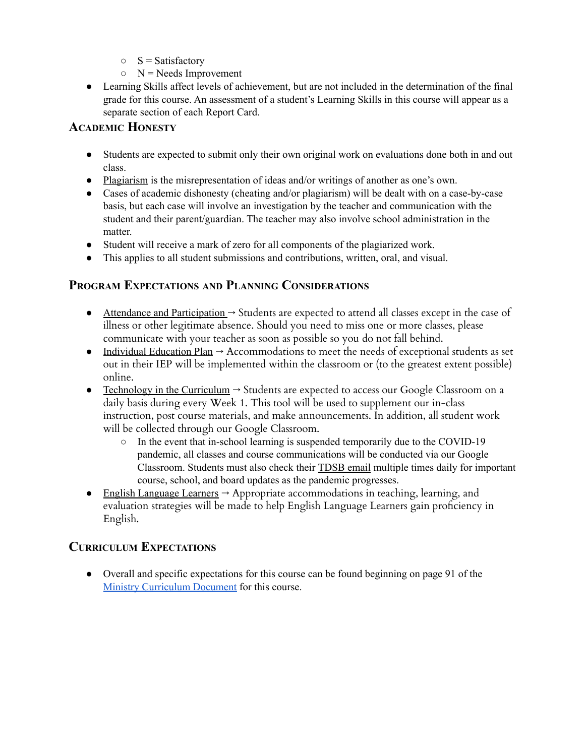- S = Satisfactory
  - N = Needs Improvement
- Learning Skills affect levels of achievement, but are not included in the determination of the final grade for this course. An assessment of a student's Learning Skills in this course will appear as a separate section of each Report Card.

## Academic Honesty

- Students are expected to submit only their own original work on evaluations done both in and out class.
- Plagiarism is the misrepresentation of ideas and/or writings of another as one's own.
- Cases of academic dishonesty (cheating and/or plagiarism) will be dealt with on a case-by-case basis, but each case will involve an investigation by the teacher and communication with the student and their parent/guardian. The teacher may also involve school administration in the matter.
- Student will receive a mark of zero for all components of the plagiarized work.
- This applies to all student submissions and contributions, written, oral, and visual.

## Program Expectations and Planning Considerations

- Attendance and Participation → Students are expected to attend all classes except in the case of illness or other legitimate absence. Should you need to miss one or more classes, please communicate with your teacher as soon as possible so you do not fall behind.
- Individual Education Plan → Accommodations to meet the needs of exceptional students as set out in their IEP will be implemented within the classroom or (to the greatest extent possible) online.
- Technology in the Curriculum → Students are expected to access our Google Classroom on a daily basis during every Week 1. This tool will be used to supplement our in-class instruction, post course materials, and make announcements. In addition, all student work will be collected through our Google Classroom.
  - In the event that in-school learning is suspended temporarily due to the COVID-19 pandemic, all classes and course communications will be conducted via our Google Classroom. Students must also check their TDSB email multiple times daily for important course, school, and board updates as the pandemic progresses.
- English Language Learners → Appropriate accommodations in teaching, learning, and evaluation strategies will be made to help English Language Learners gain proficiency in English.

## Curriculum Expectations

- Overall and specific expectations for this course can be found beginning on page 91 of the Ministry Curriculum Document for this course.